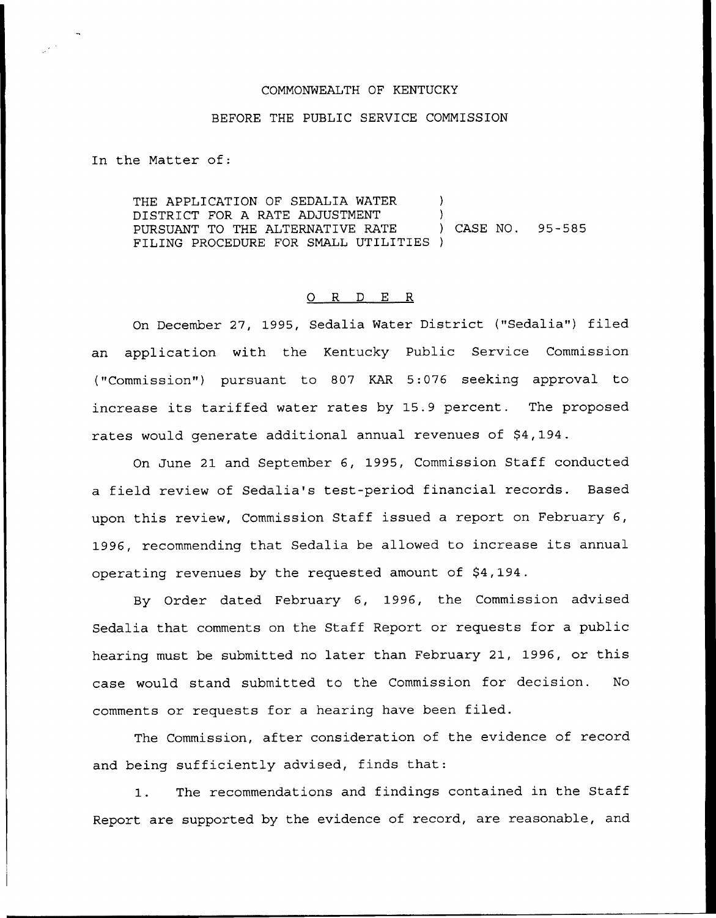COMMONWEALTH OF KENTUCKY

BEFORE THE PUBLIC SERVICE COMMISSION

In the Matter of:

THE APPLICATION OF SEDALIA WATER DISTRICT FOR A RATE ADJUSTMENT PURSUANT TO THE ALTERNATIVE RATE FILING PROCEDURE FOR SMALL UTILITIES ) CASE NO. 95-585

# O R D E R

On December 27, 1995, Sedalia Water District ("Sedalia") filed an application with the Kentucky Public Service Commission ("Commission") pursuant to 807 KAR 5:076 seeking approval to increase its tariffed water rates by 15.9 percent. The proposed rates would generate additional annual revenues of $4,194.

On June 21 and September 6, 1995, Commission Staff conducted a field review of Sedalia's test-period financial records. Based upon this review, Commission Staff issued a report on February 6, 1996, recommending that Sedalia be allowed to increase its annual operating revenues by the requested amount of $4,194.

By Order dated February 6, 1996, the Commission advised Sedalia that comments on the Staff Report or requests for a public hearing must be submitted no later than February 21, 1996, or this case would stand submitted to the Commission for decision. No comments or requests for a hearing have been filed.

The Commission, after consideration of the evidence of record and being sufficiently advised, finds that:

1. The recommendations and findings contained in the Staff Report are supported by the evidence of record, are reasonable, and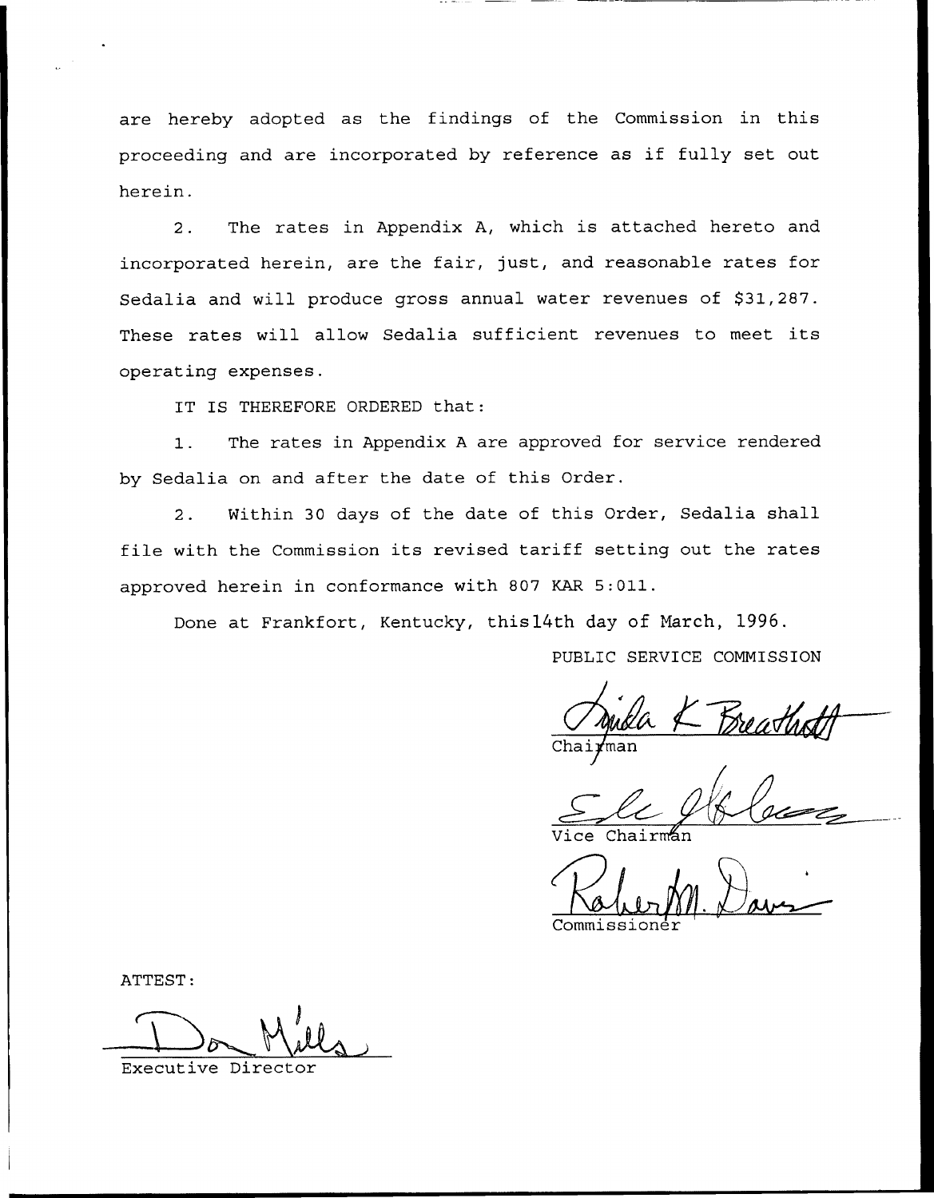are hereby adopted as the findings of the Commission in this proceeding and are incorporated by reference as if fully set out herein.

2. The rates in Appendix A, which is attached hereto and incorporated herein, are the fair, just, and reasonable rates for Sedalia and will produce gross annual water revenues of $31,287. These rates will allow Sedalia sufficient revenues to meet its operating expenses.

IT IS THEREFORE ORDERED that:

1. The rates in Appendix A are approved for service rendered by Sedalia on and after the date of this Order.

2. Within 30 days of the date of this Order, Sedalia shall file with the Commission its revised tariff setting out the rates approved herein in conformance with 807 KAR 5:011.

Done at Frankfort, Kentucky, this14th day of March, 1996.

PUBLIC SERVICE COMMISSION

Chairman

Vice Chairman

Commissioner

ATTEST:

Executive Director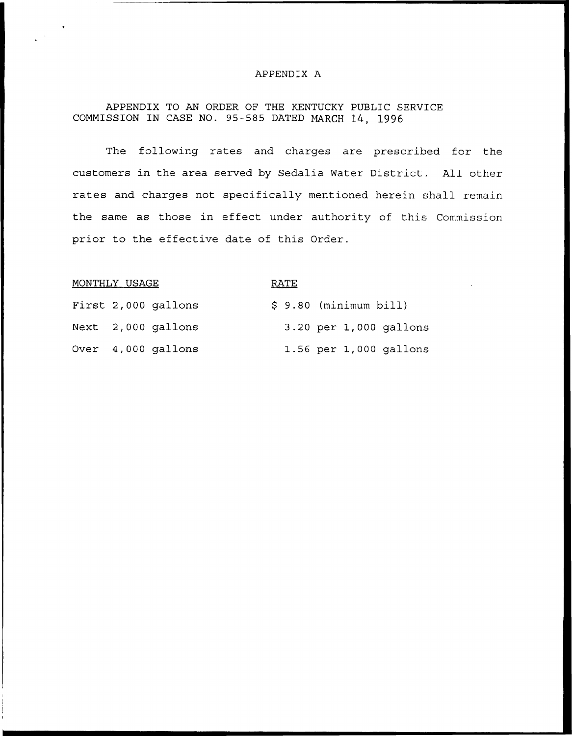# APPENDIX A

APPENDIX TO AN ORDER OF THE KENTUCKY PUBLIC SERVICE COMMISSION IN CASE NO. 95-585 DATED MARCH 14, 1996

The following rates and charges are prescribed for the customers in the area served by Sedalia Water District. All other rates and charges not specifically mentioned herein shall remain the same as those in effect under authority of this Commission prior to the effective date of this Order.

| MONTHLY USAGE | RATE |
|---|---|
| First 2,000 gallons | $ 9.80 (minimum bill) |
| Next 2,000 gallons | 3.20 per 1,000 gallons |
| Over 4,000 gallons | 1.56 per 1,000 gallons |